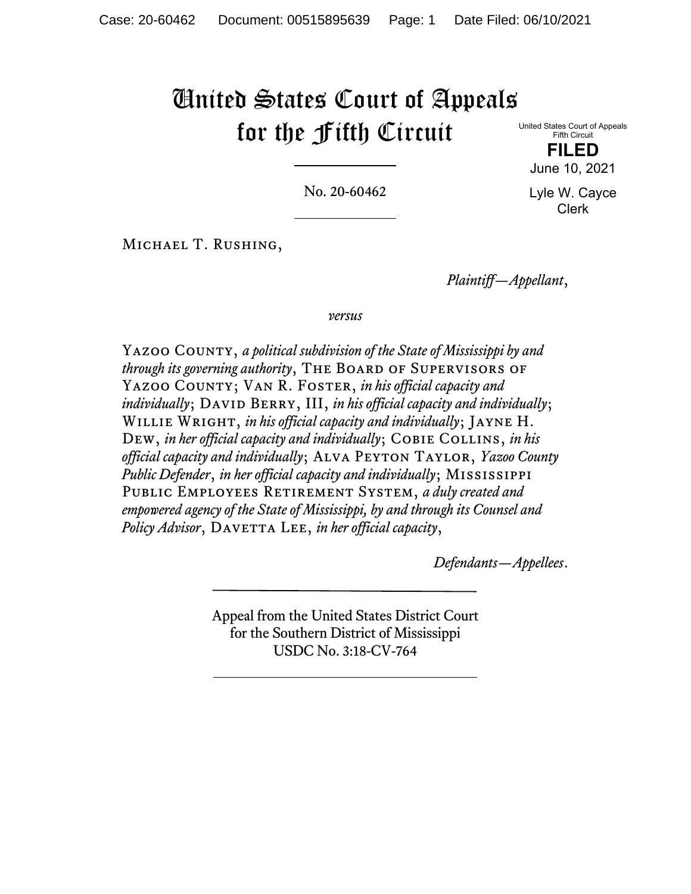# United States Court of Appeals for the Fifth Circuit

United States Court of Appeals
Fifth Circuit

**FILED**

June 10, 2021

Lyle W. Cayce
Clerk

No. 20-60462

---

Michael T. Rushing,

*Plaintiff—Appellant*,

*versus*

Yazoo County, *a political subdivision of the State of Mississippi by and through its governing authority*, The Board of Supervisors of Yazoo County; Van R. Foster, *in his official capacity and individually*; David Berry, III, *in his official capacity and individually*; Willie Wright, *in his official capacity and individually*; Jayne H. Dew, *in her official capacity and individually*; Cobie Collins, *in his official capacity and individually*; Alva Peyton Taylor, *Yazoo County Public Defender*, *in her official capacity and individually*; Mississippi Public Employees Retirement System, *a duly created and empowered agency of the State of Mississippi, by and through its Counsel and Policy Advisor*, Davetta Lee, *in her official capacity*,

*Defendants—Appellees*.

---

Appeal from the United States District Court
for the Southern District of Mississippi
USDC No. 3:18-CV-764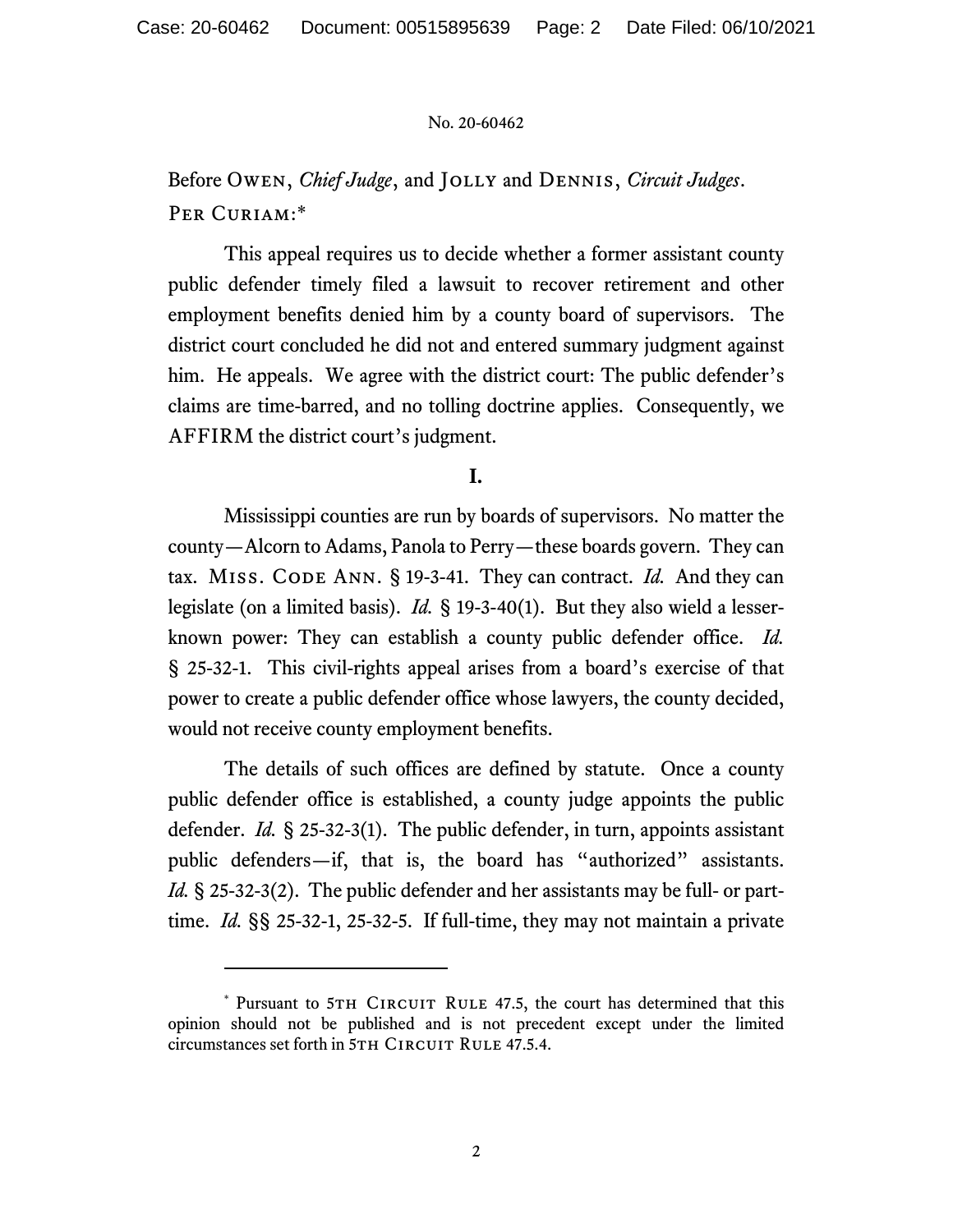Before OWEN, *Chief Judge*, and JOLLY and DENNIS, *Circuit Judges*.
PER CURIAM:*

This appeal requires us to decide whether a former assistant county public defender timely filed a lawsuit to recover retirement and other employment benefits denied him by a county board of supervisors. The district court concluded he did not and entered summary judgment against him. He appeals. We agree with the district court: The public defender's claims are time-barred, and no tolling doctrine applies. Consequently, we AFFIRM the district court's judgment.

## I.

Mississippi counties are run by boards of supervisors. No matter the county—Alcorn to Adams, Panola to Perry—these boards govern. They can tax. MISS. CODE ANN. § 19-3-41. They can contract. *Id.* And they can legislate (on a limited basis). *Id.* § 19-3-40(1). But they also wield a lesser-known power: They can establish a county public defender office. *Id.* § 25-32-1. This civil-rights appeal arises from a board's exercise of that power to create a public defender office whose lawyers, the county decided, would not receive county employment benefits.

The details of such offices are defined by statute. Once a county public defender office is established, a county judge appoints the public defender. *Id.* § 25-32-3(1). The public defender, in turn, appoints assistant public defenders—if, that is, the board has "authorized" assistants. *Id.* § 25-32-3(2). The public defender and her assistants may be full- or part-time. *Id.* §§ 25-32-1, 25-32-5. If full-time, they may not maintain a private

---

* Pursuant to 5TH CIRCUIT RULE 47.5, the court has determined that this opinion should not be published and is not precedent except under the limited circumstances set forth in 5TH CIRCUIT RULE 47.5.4.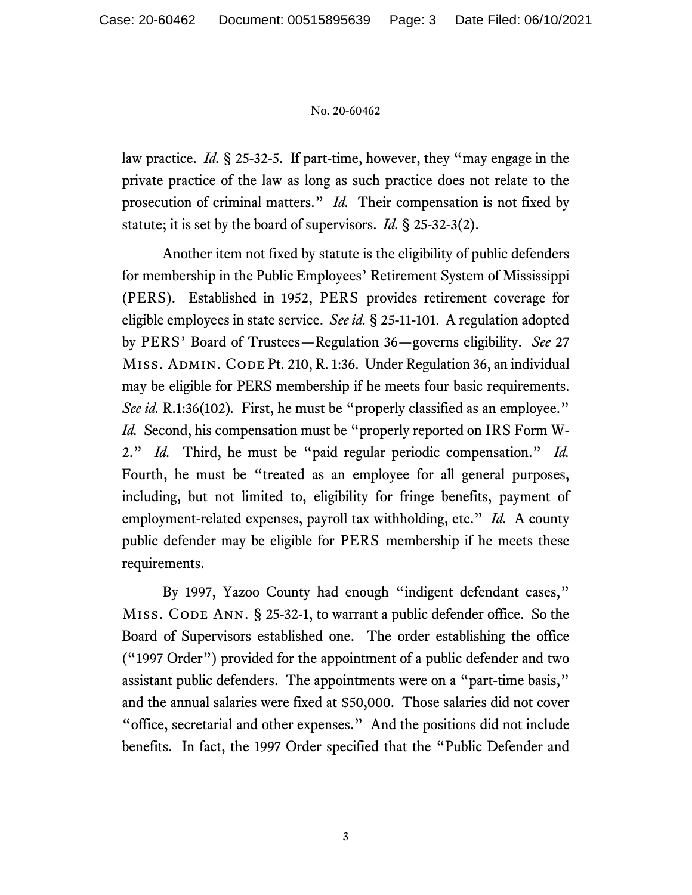law practice. *Id.* § 25-32-5. If part-time, however, they "may engage in the private practice of the law as long as such practice does not relate to the prosecution of criminal matters." *Id.* Their compensation is not fixed by statute; it is set by the board of supervisors. *Id.* § 25-32-3(2).

Another item not fixed by statute is the eligibility of public defenders for membership in the Public Employees' Retirement System of Mississippi (PERS). Established in 1952, PERS provides retirement coverage for eligible employees in state service. *See id.* § 25-11-101. A regulation adopted by PERS' Board of Trustees—Regulation 36—governs eligibility. *See* 27 Miss. Admin. Code Pt. 210, R. 1:36. Under Regulation 36, an individual may be eligible for PERS membership if he meets four basic requirements. *See id.* R.1:36(102). First, he must be "properly classified as an employee." *Id.* Second, his compensation must be "properly reported on IRS Form W-2." *Id.* Third, he must be "paid regular periodic compensation." *Id.* Fourth, he must be "treated as an employee for all general purposes, including, but not limited to, eligibility for fringe benefits, payment of employment-related expenses, payroll tax withholding, etc." *Id.* A county public defender may be eligible for PERS membership if he meets these requirements.

By 1997, Yazoo County had enough "indigent defendant cases," Miss. Code Ann. § 25-32-1, to warrant a public defender office. So the Board of Supervisors established one. The order establishing the office ("1997 Order") provided for the appointment of a public defender and two assistant public defenders. The appointments were on a "part-time basis," and the annual salaries were fixed at $50,000. Those salaries did not cover "office, secretarial and other expenses." And the positions did not include benefits. In fact, the 1997 Order specified that the "Public Defender and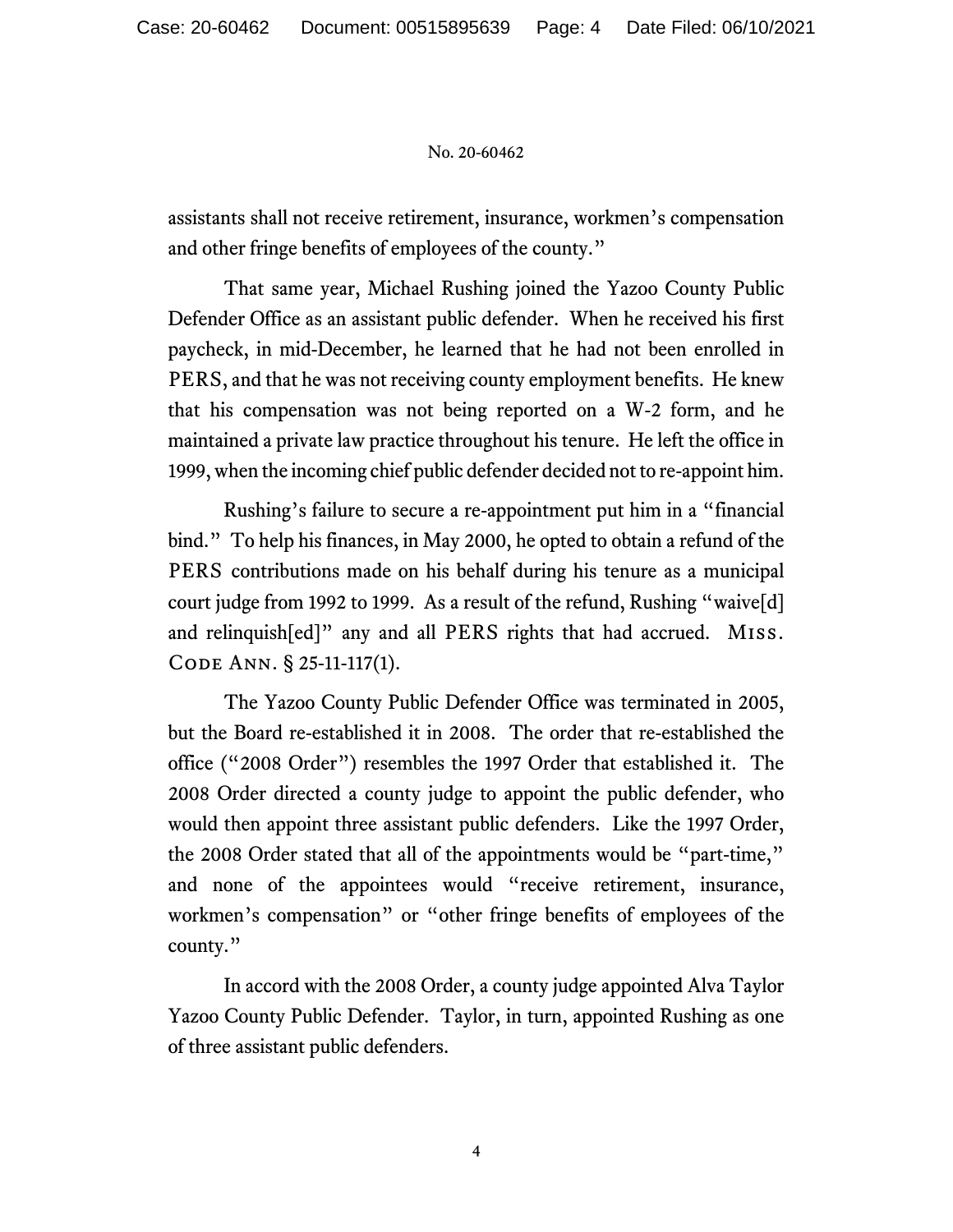assistants shall not receive retirement, insurance, workmen's compensation and other fringe benefits of employees of the county."

That same year, Michael Rushing joined the Yazoo County Public Defender Office as an assistant public defender. When he received his first paycheck, in mid-December, he learned that he had not been enrolled in PERS, and that he was not receiving county employment benefits. He knew that his compensation was not being reported on a W-2 form, and he maintained a private law practice throughout his tenure. He left the office in 1999, when the incoming chief public defender decided not to re-appoint him.

Rushing's failure to secure a re-appointment put him in a "financial bind." To help his finances, in May 2000, he opted to obtain a refund of the PERS contributions made on his behalf during his tenure as a municipal court judge from 1992 to 1999. As a result of the refund, Rushing "waive[d] and relinquish[ed]" any and all PERS rights that had accrued. MISS. CODE ANN. § 25-11-117(1).

The Yazoo County Public Defender Office was terminated in 2005, but the Board re-established it in 2008. The order that re-established the office ("2008 Order") resembles the 1997 Order that established it. The 2008 Order directed a county judge to appoint the public defender, who would then appoint three assistant public defenders. Like the 1997 Order, the 2008 Order stated that all of the appointments would be "part-time," and none of the appointees would "receive retirement, insurance, workmen's compensation" or "other fringe benefits of employees of the county."

In accord with the 2008 Order, a county judge appointed Alva Taylor Yazoo County Public Defender. Taylor, in turn, appointed Rushing as one of three assistant public defenders.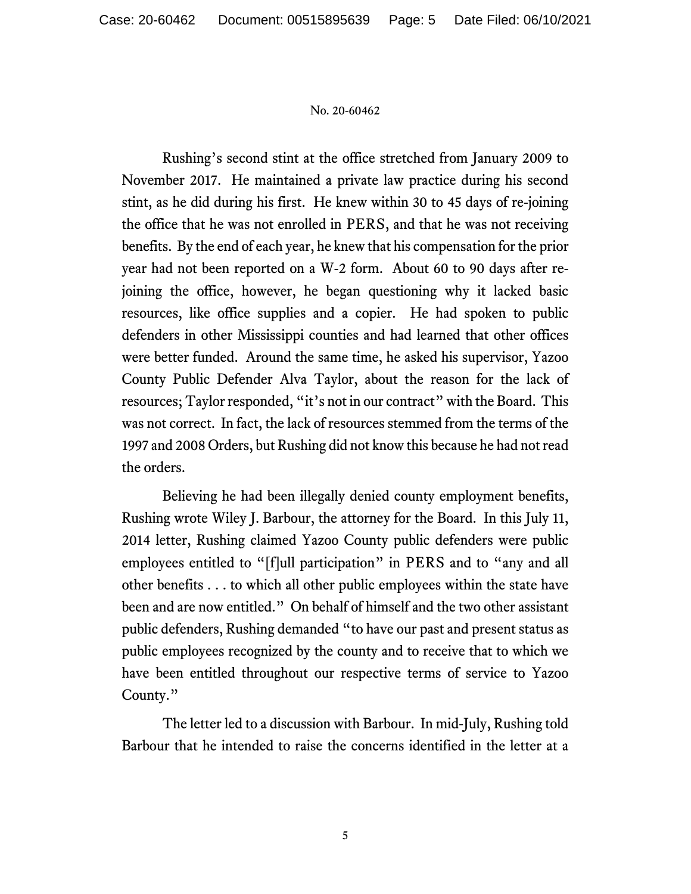Rushing's second stint at the office stretched from January 2009 to November 2017. He maintained a private law practice during his second stint, as he did during his first. He knew within 30 to 45 days of re-joining the office that he was not enrolled in PERS, and that he was not receiving benefits. By the end of each year, he knew that his compensation for the prior year had not been reported on a W-2 form. About 60 to 90 days after re-joining the office, however, he began questioning why it lacked basic resources, like office supplies and a copier. He had spoken to public defenders in other Mississippi counties and had learned that other offices were better funded. Around the same time, he asked his supervisor, Yazoo County Public Defender Alva Taylor, about the reason for the lack of resources; Taylor responded, "it's not in our contract" with the Board. This was not correct. In fact, the lack of resources stemmed from the terms of the 1997 and 2008 Orders, but Rushing did not know this because he had not read the orders.

Believing he had been illegally denied county employment benefits, Rushing wrote Wiley J. Barbour, the attorney for the Board. In this July 11, 2014 letter, Rushing claimed Yazoo County public defenders were public employees entitled to "[f]ull participation" in PERS and to "any and all other benefits . . . to which all other public employees within the state have been and are now entitled." On behalf of himself and the two other assistant public defenders, Rushing demanded "to have our past and present status as public employees recognized by the county and to receive that to which we have been entitled throughout our respective terms of service to Yazoo County."

The letter led to a discussion with Barbour. In mid-July, Rushing told Barbour that he intended to raise the concerns identified in the letter at a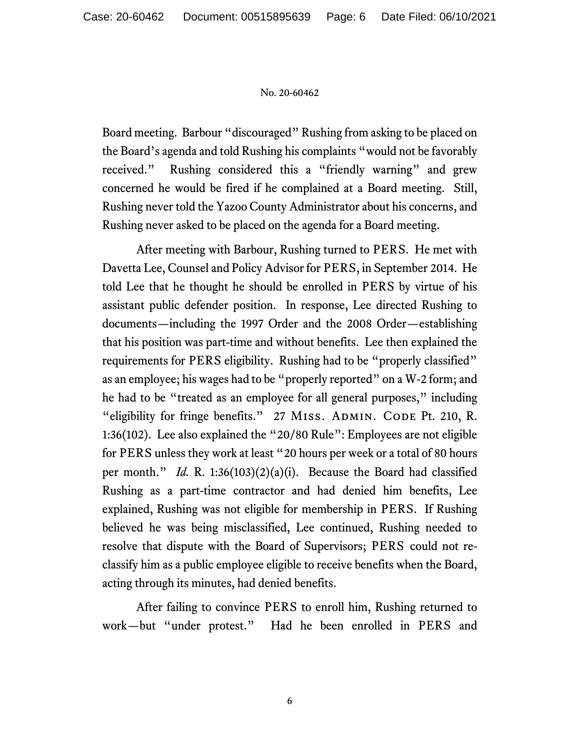Board meeting. Barbour "discouraged" Rushing from asking to be placed on the Board's agenda and told Rushing his complaints "would not be favorably received." Rushing considered this a "friendly warning" and grew concerned he would be fired if he complained at a Board meeting. Still, Rushing never told the Yazoo County Administrator about his concerns, and Rushing never asked to be placed on the agenda for a Board meeting.

After meeting with Barbour, Rushing turned to PERS. He met with Davetta Lee, Counsel and Policy Advisor for PERS, in September 2014. He told Lee that he thought he should be enrolled in PERS by virtue of his assistant public defender position. In response, Lee directed Rushing to documents—including the 1997 Order and the 2008 Order—establishing that his position was part-time and without benefits. Lee then explained the requirements for PERS eligibility. Rushing had to be "properly classified" as an employee; his wages had to be "properly reported" on a W-2 form; and he had to be "treated as an employee for all general purposes," including "eligibility for fringe benefits." 27 Miss. Admin. Code Pt. 210, R. 1:36(102). Lee also explained the "20/80 Rule": Employees are not eligible for PERS unless they work at least "20 hours per week or a total of 80 hours per month." *Id.* R. 1:36(103)(2)(a)(i). Because the Board had classified Rushing as a part-time contractor and had denied him benefits, Lee explained, Rushing was not eligible for membership in PERS. If Rushing believed he was being misclassified, Lee continued, Rushing needed to resolve that dispute with the Board of Supervisors; PERS could not re-classify him as a public employee eligible to receive benefits when the Board, acting through its minutes, had denied benefits.

After failing to convince PERS to enroll him, Rushing returned to work—but "under protest." Had he been enrolled in PERS and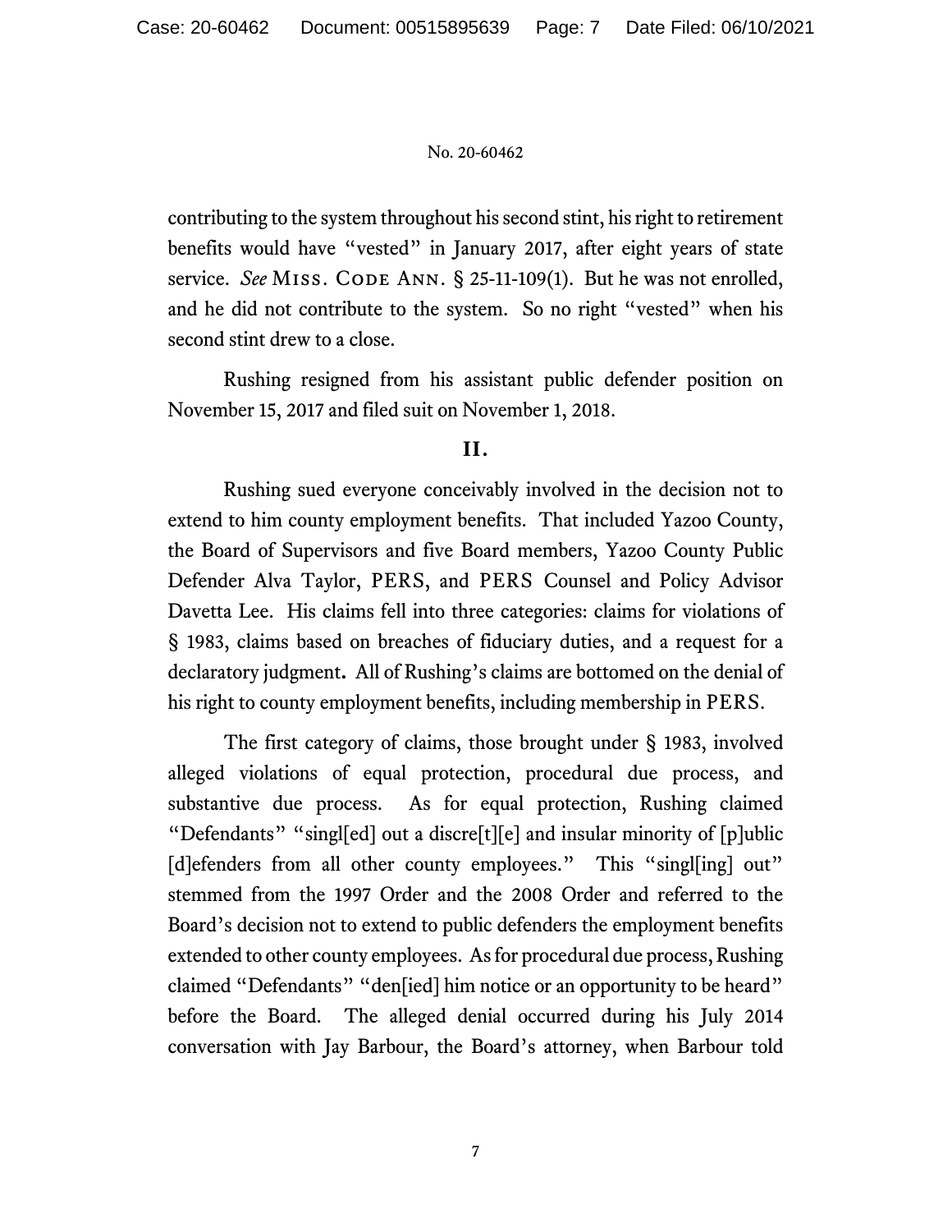contributing to the system throughout his second stint, his right to retirement benefits would have "vested" in January 2017, after eight years of state service. *See* MISS. CODE ANN. § 25-11-109(1). But he was not enrolled, and he did not contribute to the system. So no right "vested" when his second stint drew to a close.

Rushing resigned from his assistant public defender position on November 15, 2017 and filed suit on November 1, 2018.

## II.

Rushing sued everyone conceivably involved in the decision not to extend to him county employment benefits. That included Yazoo County, the Board of Supervisors and five Board members, Yazoo County Public Defender Alva Taylor, PERS, and PERS Counsel and Policy Advisor Davetta Lee. His claims fell into three categories: claims for violations of § 1983, claims based on breaches of fiduciary duties, and a request for a declaratory judgment**.** All of Rushing's claims are bottomed on the denial of his right to county employment benefits, including membership in PERS.

The first category of claims, those brought under § 1983, involved alleged violations of equal protection, procedural due process, and substantive due process. As for equal protection, Rushing claimed "Defendants" "singl[ed] out a discre[t][e] and insular minority of [p]ublic [d]efenders from all other county employees." This "singl[ing] out" stemmed from the 1997 Order and the 2008 Order and referred to the Board's decision not to extend to public defenders the employment benefits extended to other county employees. As for procedural due process, Rushing claimed "Defendants" "den[ied] him notice or an opportunity to be heard" before the Board. The alleged denial occurred during his July 2014 conversation with Jay Barbour, the Board's attorney, when Barbour told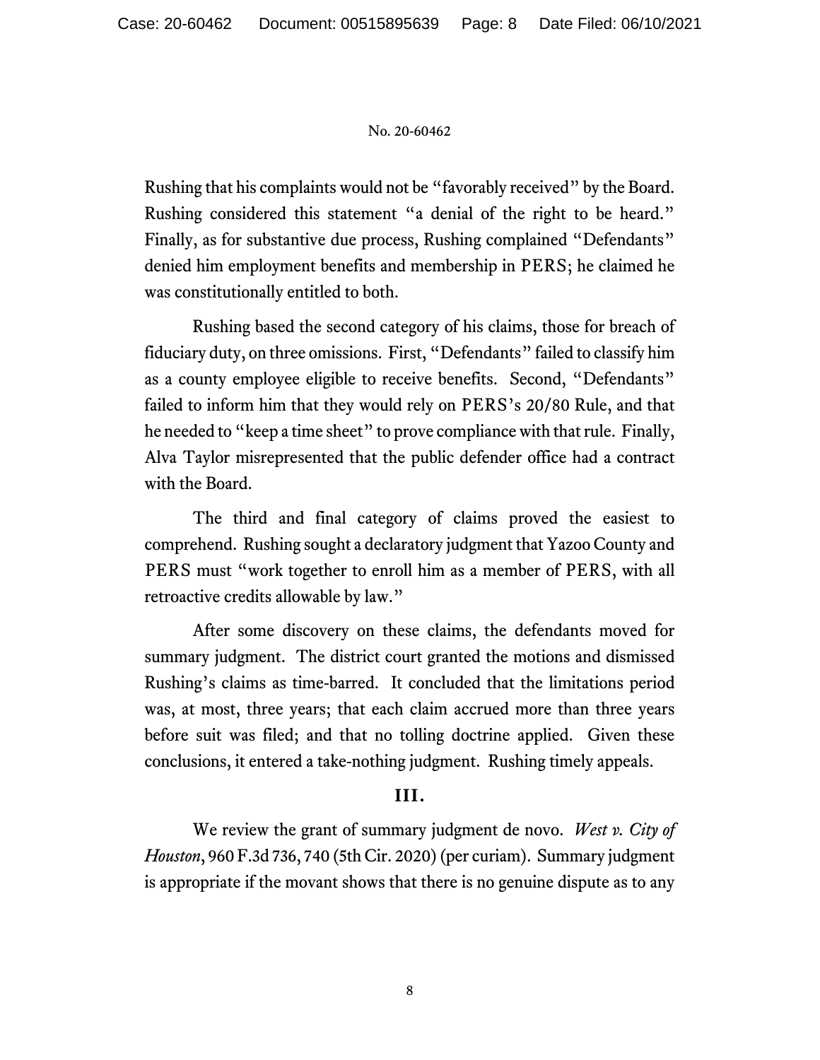Rushing that his complaints would not be "favorably received" by the Board. Rushing considered this statement "a denial of the right to be heard." Finally, as for substantive due process, Rushing complained "Defendants" denied him employment benefits and membership in PERS; he claimed he was constitutionally entitled to both.

Rushing based the second category of his claims, those for breach of fiduciary duty, on three omissions. First, "Defendants" failed to classify him as a county employee eligible to receive benefits. Second, "Defendants" failed to inform him that they would rely on PERS's 20/80 Rule, and that he needed to "keep a time sheet" to prove compliance with that rule. Finally, Alva Taylor misrepresented that the public defender office had a contract with the Board.

The third and final category of claims proved the easiest to comprehend. Rushing sought a declaratory judgment that Yazoo County and PERS must "work together to enroll him as a member of PERS, with all retroactive credits allowable by law."

After some discovery on these claims, the defendants moved for summary judgment. The district court granted the motions and dismissed Rushing's claims as time-barred. It concluded that the limitations period was, at most, three years; that each claim accrued more than three years before suit was filed; and that no tolling doctrine applied. Given these conclusions, it entered a take-nothing judgment. Rushing timely appeals.

## III.

We review the grant of summary judgment de novo. *West v. City of Houston*, 960 F.3d 736, 740 (5th Cir. 2020) (per curiam). Summary judgment is appropriate if the movant shows that there is no genuine dispute as to any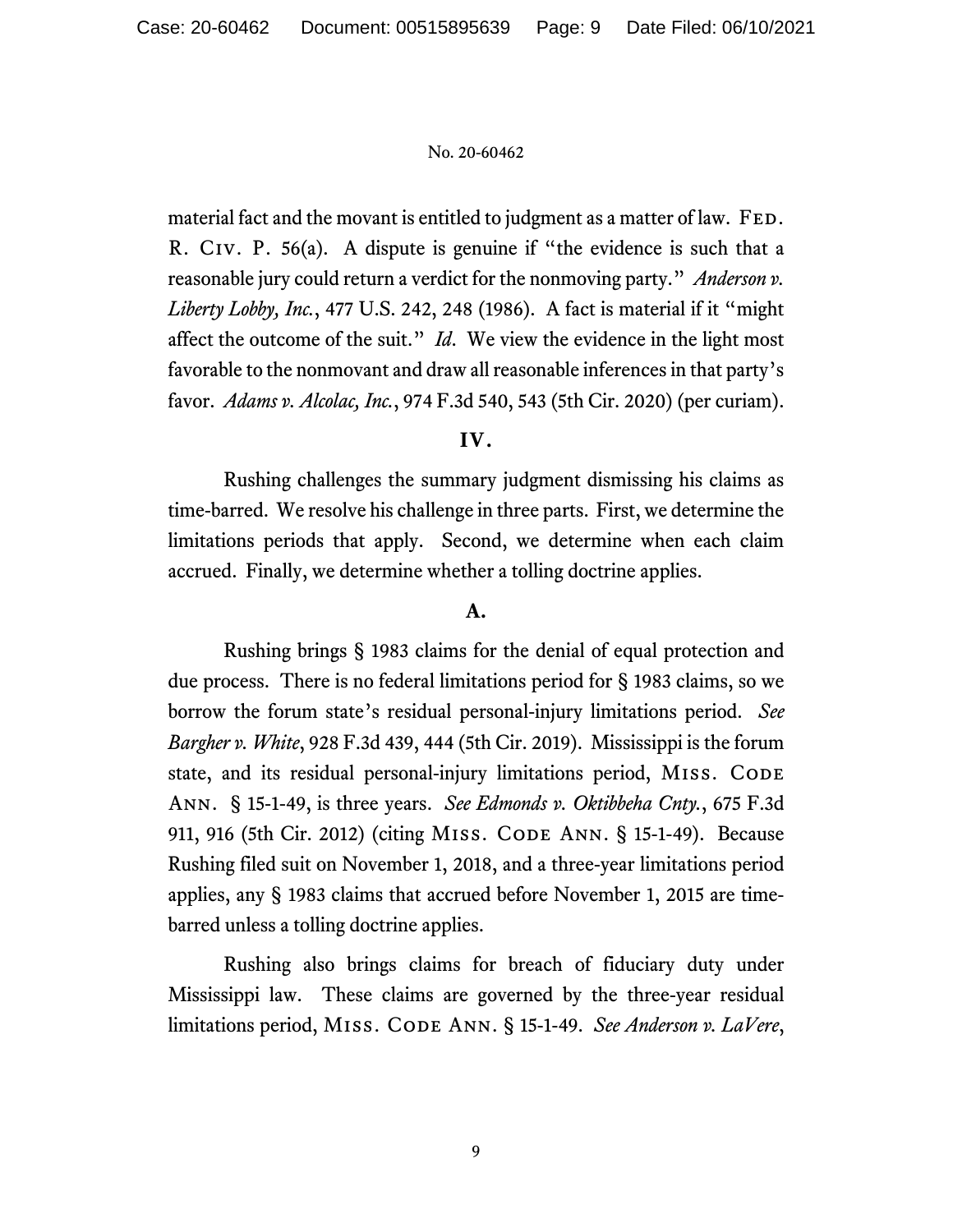material fact and the movant is entitled to judgment as a matter of law. Fed. R. Civ. P. 56(a). A dispute is genuine if "the evidence is such that a reasonable jury could return a verdict for the nonmoving party." *Anderson v. Liberty Lobby, Inc.*, 477 U.S. 242, 248 (1986). A fact is material if it "might affect the outcome of the suit." *Id*. We view the evidence in the light most favorable to the nonmovant and draw all reasonable inferences in that party's favor. *Adams v. Alcolac, Inc.*, 974 F.3d 540, 543 (5th Cir. 2020) (per curiam).

## IV.

Rushing challenges the summary judgment dismissing his claims as time-barred. We resolve his challenge in three parts. First, we determine the limitations periods that apply. Second, we determine when each claim accrued. Finally, we determine whether a tolling doctrine applies.

### A.

Rushing brings § 1983 claims for the denial of equal protection and due process. There is no federal limitations period for § 1983 claims, so we borrow the forum state's residual personal-injury limitations period. *See Bargher v. White*, 928 F.3d 439, 444 (5th Cir. 2019). Mississippi is the forum state, and its residual personal-injury limitations period, Miss. Code Ann. § 15-1-49, is three years. *See Edmonds v. Oktibbeha Cnty.*, 675 F.3d 911, 916 (5th Cir. 2012) (citing Miss. Code Ann. § 15-1-49). Because Rushing filed suit on November 1, 2018, and a three-year limitations period applies, any § 1983 claims that accrued before November 1, 2015 are time-barred unless a tolling doctrine applies.

Rushing also brings claims for breach of fiduciary duty under Mississippi law. These claims are governed by the three-year residual limitations period, Miss. Code Ann. § 15-1-49. *See Anderson v. LaVere*,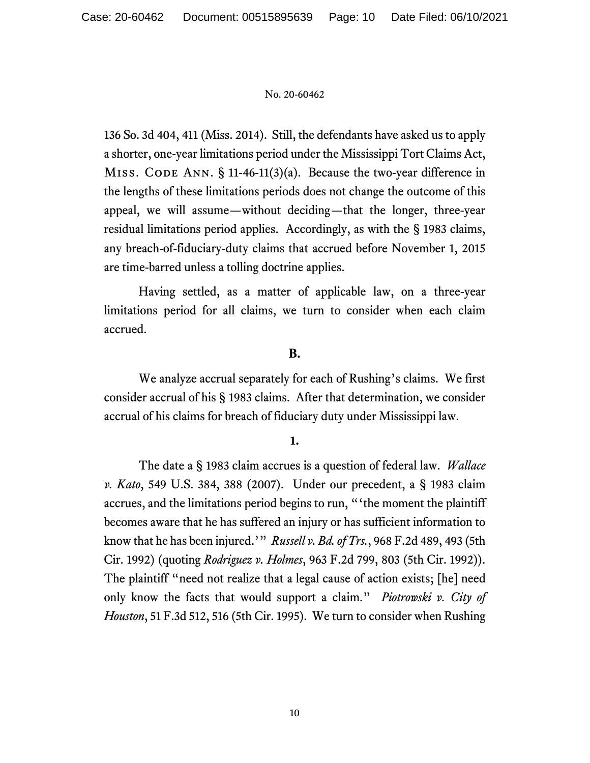136 So. 3d 404, 411 (Miss. 2014). Still, the defendants have asked us to apply a shorter, one-year limitations period under the Mississippi Tort Claims Act, MISS. CODE ANN. § 11-46-11(3)(a). Because the two-year difference in the lengths of these limitations periods does not change the outcome of this appeal, we will assume—without deciding—that the longer, three-year residual limitations period applies. Accordingly, as with the § 1983 claims, any breach-of-fiduciary-duty claims that accrued before November 1, 2015 are time-barred unless a tolling doctrine applies.

Having settled, as a matter of applicable law, on a three-year limitations period for all claims, we turn to consider when each claim accrued.

**B.**

We analyze accrual separately for each of Rushing's claims. We first consider accrual of his § 1983 claims. After that determination, we consider accrual of his claims for breach of fiduciary duty under Mississippi law.

**1.**

The date a § 1983 claim accrues is a question of federal law. *Wallace v. Kato*, 549 U.S. 384, 388 (2007). Under our precedent, a § 1983 claim accrues, and the limitations period begins to run, "'the moment the plaintiff becomes aware that he has suffered an injury or has sufficient information to know that he has been injured.'" *Russell v. Bd. of Trs.*, 968 F.2d 489, 493 (5th Cir. 1992) (quoting *Rodriguez v. Holmes*, 963 F.2d 799, 803 (5th Cir. 1992)). The plaintiff "need not realize that a legal cause of action exists; [he] need only know the facts that would support a claim." *Piotrowski v. City of Houston*, 51 F.3d 512, 516 (5th Cir. 1995). We turn to consider when Rushing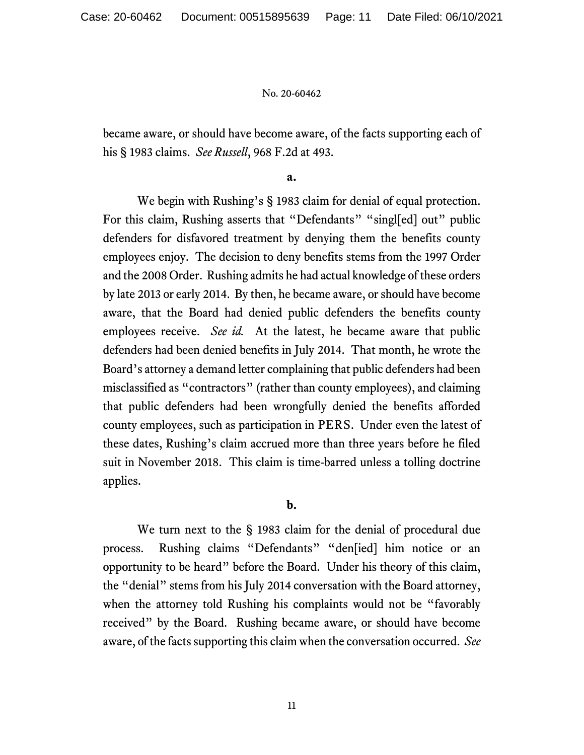became aware, or should have become aware, of the facts supporting each of his § 1983 claims. *See Russell*, 968 F.2d at 493.

**a.**

We begin with Rushing's § 1983 claim for denial of equal protection. For this claim, Rushing asserts that "Defendants" "singl[ed] out" public defenders for disfavored treatment by denying them the benefits county employees enjoy. The decision to deny benefits stems from the 1997 Order and the 2008 Order. Rushing admits he had actual knowledge of these orders by late 2013 or early 2014. By then, he became aware, or should have become aware, that the Board had denied public defenders the benefits county employees receive. *See id.* At the latest, he became aware that public defenders had been denied benefits in July 2014. That month, he wrote the Board's attorney a demand letter complaining that public defenders had been misclassified as "contractors" (rather than county employees), and claiming that public defenders had been wrongfully denied the benefits afforded county employees, such as participation in PERS. Under even the latest of these dates, Rushing's claim accrued more than three years before he filed suit in November 2018. This claim is time-barred unless a tolling doctrine applies.

**b.**

We turn next to the § 1983 claim for the denial of procedural due process. Rushing claims "Defendants" "den[ied] him notice or an opportunity to be heard" before the Board. Under his theory of this claim, the "denial" stems from his July 2014 conversation with the Board attorney, when the attorney told Rushing his complaints would not be "favorably received" by the Board. Rushing became aware, or should have become aware, of the facts supporting this claim when the conversation occurred. *See*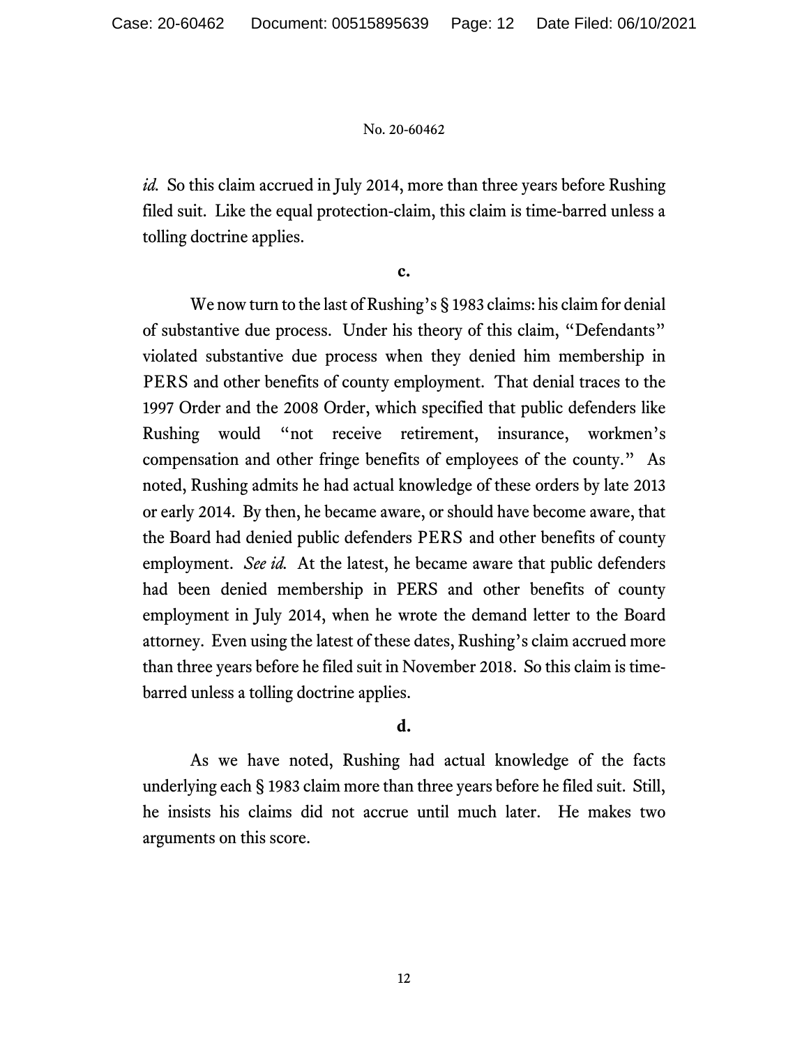*id.* So this claim accrued in July 2014, more than three years before Rushing filed suit. Like the equal protection-claim, this claim is time-barred unless a tolling doctrine applies.

**c.**

We now turn to the last of Rushing's § 1983 claims: his claim for denial of substantive due process. Under his theory of this claim, "Defendants" violated substantive due process when they denied him membership in PERS and other benefits of county employment. That denial traces to the 1997 Order and the 2008 Order, which specified that public defenders like Rushing would "not receive retirement, insurance, workmen's compensation and other fringe benefits of employees of the county." As noted, Rushing admits he had actual knowledge of these orders by late 2013 or early 2014. By then, he became aware, or should have become aware, that the Board had denied public defenders PERS and other benefits of county employment. *See id.* At the latest, he became aware that public defenders had been denied membership in PERS and other benefits of county employment in July 2014, when he wrote the demand letter to the Board attorney. Even using the latest of these dates, Rushing's claim accrued more than three years before he filed suit in November 2018. So this claim is time-barred unless a tolling doctrine applies.

**d.**

As we have noted, Rushing had actual knowledge of the facts underlying each § 1983 claim more than three years before he filed suit. Still, he insists his claims did not accrue until much later. He makes two arguments on this score.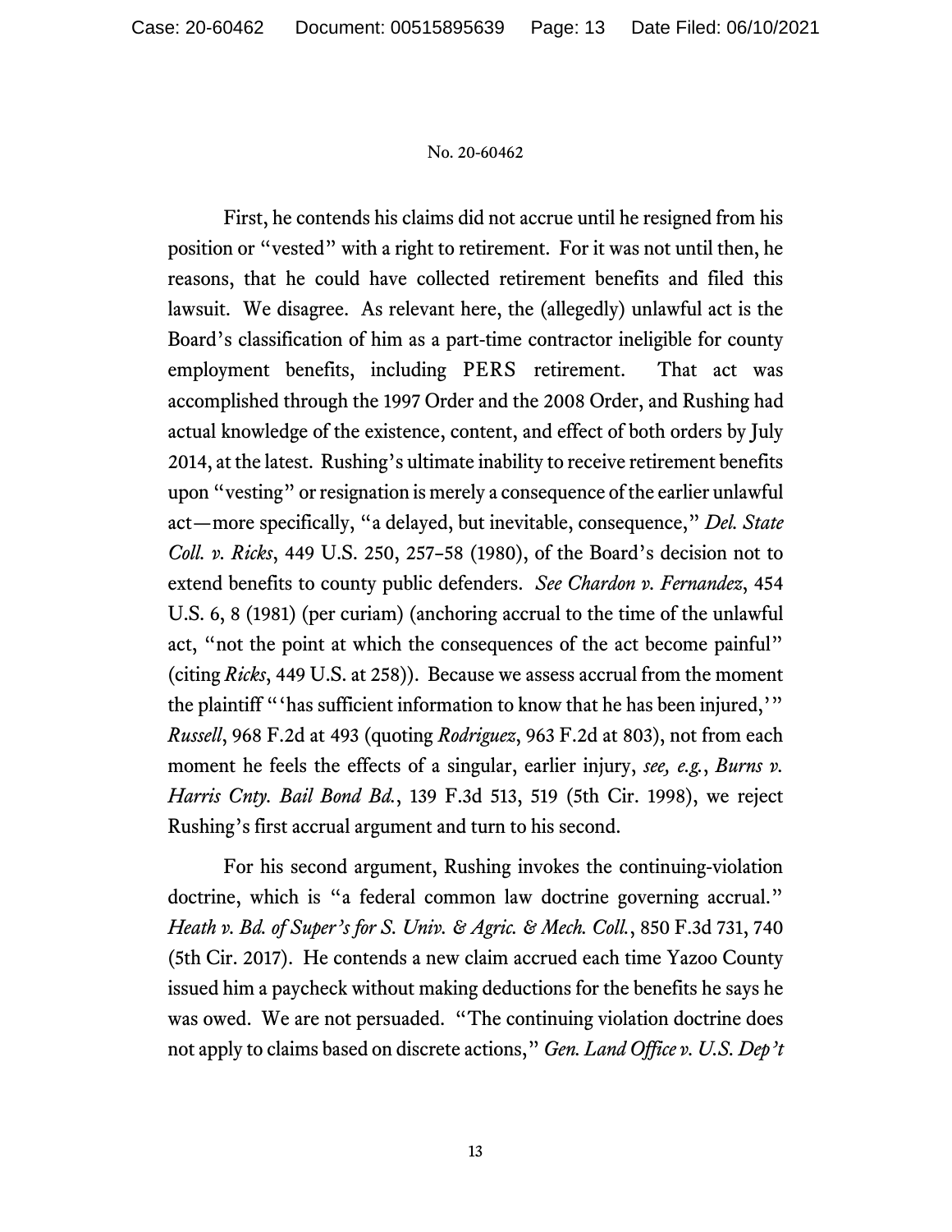First, he contends his claims did not accrue until he resigned from his position or "vested" with a right to retirement. For it was not until then, he reasons, that he could have collected retirement benefits and filed this lawsuit. We disagree. As relevant here, the (allegedly) unlawful act is the Board's classification of him as a part-time contractor ineligible for county employment benefits, including PERS retirement. That act was accomplished through the 1997 Order and the 2008 Order, and Rushing had actual knowledge of the existence, content, and effect of both orders by July 2014, at the latest. Rushing's ultimate inability to receive retirement benefits upon "vesting" or resignation is merely a consequence of the earlier unlawful act—more specifically, "a delayed, but inevitable, consequence," *Del. State Coll. v. Ricks*, 449 U.S. 250, 257–58 (1980), of the Board's decision not to extend benefits to county public defenders. *See Chardon v. Fernandez*, 454 U.S. 6, 8 (1981) (per curiam) (anchoring accrual to the time of the unlawful act, "not the point at which the consequences of the act become painful" (citing *Ricks*, 449 U.S. at 258)). Because we assess accrual from the moment the plaintiff "'has sufficient information to know that he has been injured,'" *Russell*, 968 F.2d at 493 (quoting *Rodriguez*, 963 F.2d at 803), not from each moment he feels the effects of a singular, earlier injury, *see, e.g.*, *Burns v. Harris Cnty. Bail Bond Bd.*, 139 F.3d 513, 519 (5th Cir. 1998), we reject Rushing's first accrual argument and turn to his second.

For his second argument, Rushing invokes the continuing-violation doctrine, which is "a federal common law doctrine governing accrual." *Heath v. Bd. of Super's for S. Univ. & Agric. & Mech. Coll.*, 850 F.3d 731, 740 (5th Cir. 2017). He contends a new claim accrued each time Yazoo County issued him a paycheck without making deductions for the benefits he says he was owed. We are not persuaded. "The continuing violation doctrine does not apply to claims based on discrete actions," *Gen. Land Office v. U.S. Dep't*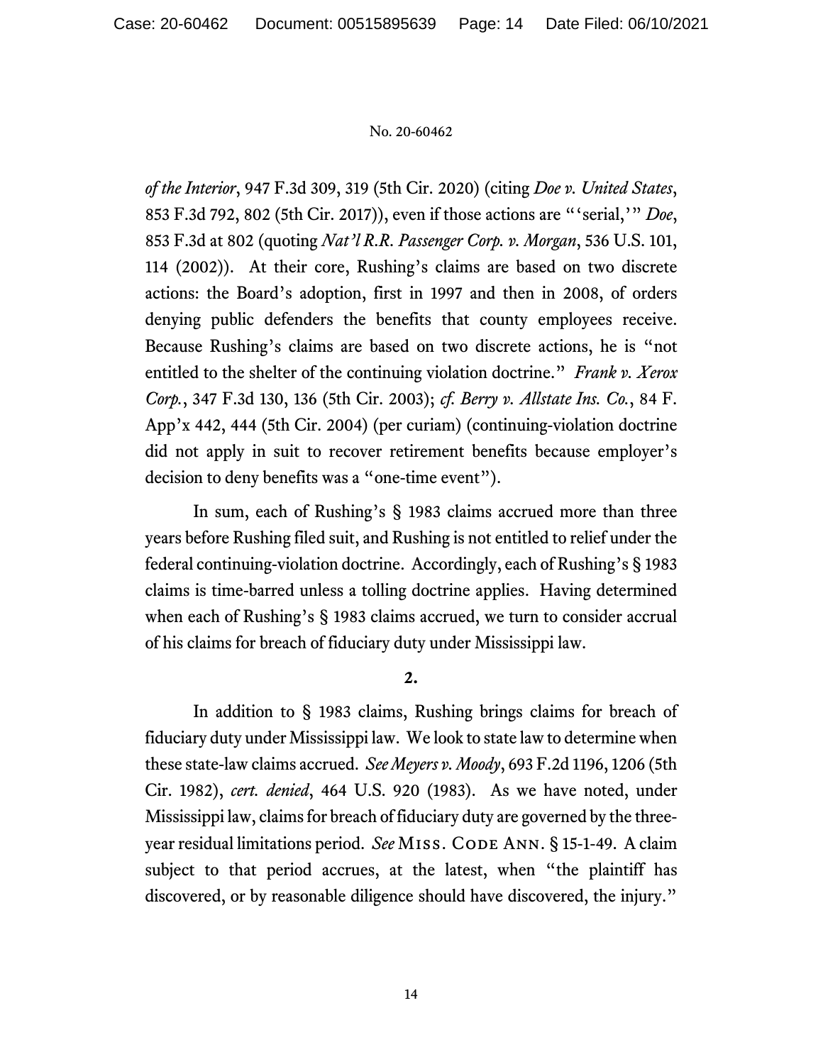*of the Interior*, 947 F.3d 309, 319 (5th Cir. 2020) (citing *Doe v. United States*, 853 F.3d 792, 802 (5th Cir. 2017)), even if those actions are "'serial,'" *Doe*, 853 F.3d at 802 (quoting *Nat'l R.R. Passenger Corp. v. Morgan*, 536 U.S. 101, 114 (2002)). At their core, Rushing's claims are based on two discrete actions: the Board's adoption, first in 1997 and then in 2008, of orders denying public defenders the benefits that county employees receive. Because Rushing's claims are based on two discrete actions, he is "not entitled to the shelter of the continuing violation doctrine." *Frank v. Xerox Corp.*, 347 F.3d 130, 136 (5th Cir. 2003); *cf. Berry v. Allstate Ins. Co.*, 84 F. App'x 442, 444 (5th Cir. 2004) (per curiam) (continuing-violation doctrine did not apply in suit to recover retirement benefits because employer's decision to deny benefits was a "one-time event").

In sum, each of Rushing's § 1983 claims accrued more than three years before Rushing filed suit, and Rushing is not entitled to relief under the federal continuing-violation doctrine. Accordingly, each of Rushing's § 1983 claims is time-barred unless a tolling doctrine applies. Having determined when each of Rushing's § 1983 claims accrued, we turn to consider accrual of his claims for breach of fiduciary duty under Mississippi law.

**2.**

In addition to § 1983 claims, Rushing brings claims for breach of fiduciary duty under Mississippi law. We look to state law to determine when these state-law claims accrued. *See Meyers v. Moody*, 693 F.2d 1196, 1206 (5th Cir. 1982), *cert. denied*, 464 U.S. 920 (1983). As we have noted, under Mississippi law, claims for breach of fiduciary duty are governed by the three-year residual limitations period. *See* MISS. CODE ANN. § 15-1-49. A claim subject to that period accrues, at the latest, when "the plaintiff has discovered, or by reasonable diligence should have discovered, the injury."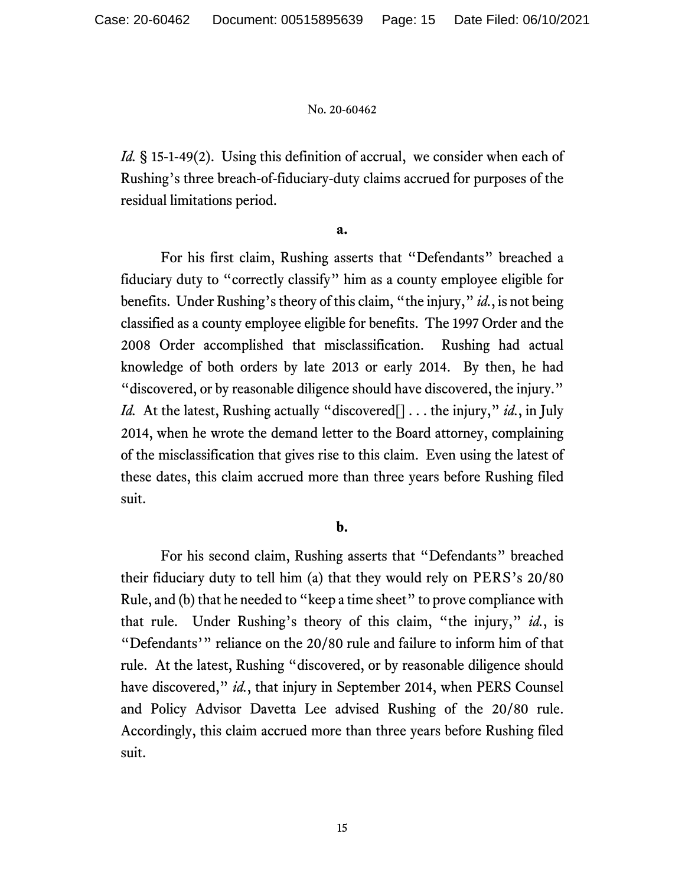*Id.* § 15-1-49(2). Using this definition of accrual, we consider when each of Rushing's three breach-of-fiduciary-duty claims accrued for purposes of the residual limitations period.

**a.**

For his first claim, Rushing asserts that "Defendants" breached a fiduciary duty to "correctly classify" him as a county employee eligible for benefits. Under Rushing's theory of this claim, "the injury," *id.*, is not being classified as a county employee eligible for benefits. The 1997 Order and the 2008 Order accomplished that misclassification. Rushing had actual knowledge of both orders by late 2013 or early 2014. By then, he had "discovered, or by reasonable diligence should have discovered, the injury." *Id.* At the latest, Rushing actually "discovered[] . . . the injury," *id.*, in July 2014, when he wrote the demand letter to the Board attorney, complaining of the misclassification that gives rise to this claim. Even using the latest of these dates, this claim accrued more than three years before Rushing filed suit.

**b.**

For his second claim, Rushing asserts that "Defendants" breached their fiduciary duty to tell him (a) that they would rely on PERS's 20/80 Rule, and (b) that he needed to "keep a time sheet" to prove compliance with that rule. Under Rushing's theory of this claim, "the injury," *id.*, is "Defendants'" reliance on the 20/80 rule and failure to inform him of that rule. At the latest, Rushing "discovered, or by reasonable diligence should have discovered," *id.*, that injury in September 2014, when PERS Counsel and Policy Advisor Davetta Lee advised Rushing of the 20/80 rule. Accordingly, this claim accrued more than three years before Rushing filed suit.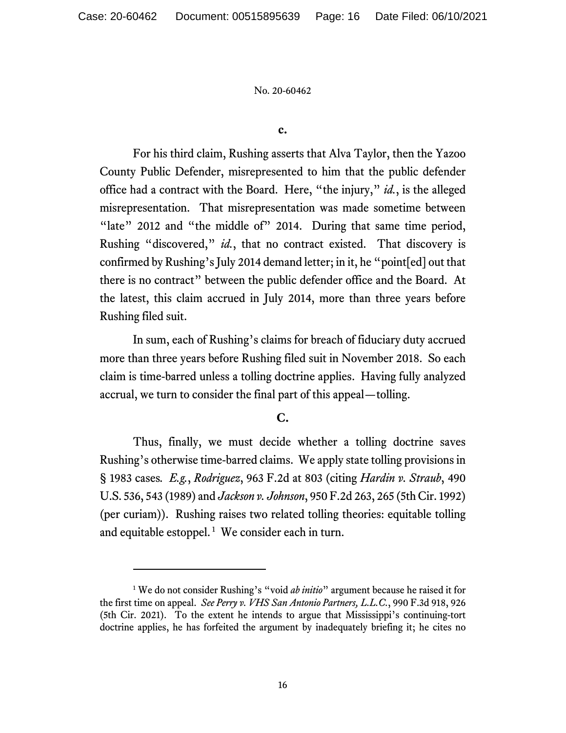No. 20-60462

**c.**

For his third claim, Rushing asserts that Alva Taylor, then the Yazoo County Public Defender, misrepresented to him that the public defender office had a contract with the Board. Here, "the injury," *id.*, is the alleged misrepresentation. That misrepresentation was made sometime between "late" 2012 and "the middle of" 2014. During that same time period, Rushing "discovered," *id.*, that no contract existed. That discovery is confirmed by Rushing's July 2014 demand letter; in it, he "point[ed] out that there is no contract" between the public defender office and the Board. At the latest, this claim accrued in July 2014, more than three years before Rushing filed suit.

In sum, each of Rushing's claims for breach of fiduciary duty accrued more than three years before Rushing filed suit in November 2018. So each claim is time-barred unless a tolling doctrine applies. Having fully analyzed accrual, we turn to consider the final part of this appeal—tolling.

**C.**

Thus, finally, we must decide whether a tolling doctrine saves Rushing's otherwise time-barred claims. We apply state tolling provisions in § 1983 cases. *E.g.*, *Rodriguez*, 963 F.2d at 803 (citing *Hardin v. Straub*, 490 U.S. 536, 543 (1989) and *Jackson v. Johnson*, 950 F.2d 263, 265 (5th Cir. 1992) (per curiam)). Rushing raises two related tolling theories: equitable tolling and equitable estoppel.[1] We consider each in turn.

---

[1] We do not consider Rushing's "void *ab initio*" argument because he raised it for the first time on appeal. *See Perry v. VHS San Antonio Partners, L.L.C.*, 990 F.3d 918, 926 (5th Cir. 2021). To the extent he intends to argue that Mississippi's continuing-tort doctrine applies, he has forfeited the argument by inadequately briefing it; he cites no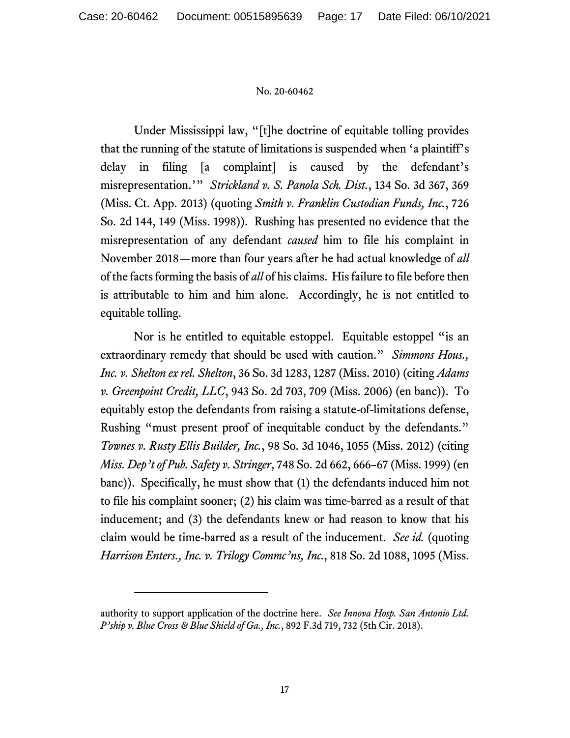Under Mississippi law, "[t]he doctrine of equitable tolling provides that the running of the statute of limitations is suspended when 'a plaintiff's delay in filing [a complaint] is caused by the defendant's misrepresentation.'" *Strickland v. S. Panola Sch. Dist.*, 134 So. 3d 367, 369 (Miss. Ct. App. 2013) (quoting *Smith v. Franklin Custodian Funds, Inc.*, 726 So. 2d 144, 149 (Miss. 1998)). Rushing has presented no evidence that the misrepresentation of any defendant *caused* him to file his complaint in November 2018—more than four years after he had actual knowledge of *all* of the facts forming the basis of *all* of his claims. His failure to file before then is attributable to him and him alone. Accordingly, he is not entitled to equitable tolling.

Nor is he entitled to equitable estoppel. Equitable estoppel "is an extraordinary remedy that should be used with caution." *Simmons Hous., Inc. v. Shelton ex rel. Shelton*, 36 So. 3d 1283, 1287 (Miss. 2010) (citing *Adams v. Greenpoint Credit, LLC*, 943 So. 2d 703, 709 (Miss. 2006) (en banc)). To equitably estop the defendants from raising a statute-of-limitations defense, Rushing "must present proof of inequitable conduct by the defendants." *Townes v. Rusty Ellis Builder, Inc.*, 98 So. 3d 1046, 1055 (Miss. 2012) (citing *Miss. Dep't of Pub. Safety v. Stringer*, 748 So. 2d 662, 666–67 (Miss. 1999) (en banc)). Specifically, he must show that (1) the defendants induced him not to file his complaint sooner; (2) his claim was time-barred as a result of that inducement; and (3) the defendants knew or had reason to know that his claim would be time-barred as a result of the inducement. *See id.* (quoting *Harrison Enters., Inc. v. Trilogy Commc'ns, Inc.*, 818 So. 2d 1088, 1095 (Miss.

---

authority to support application of the doctrine here. *See Innova Hosp. San Antonio Ltd. P'ship v. Blue Cross & Blue Shield of Ga., Inc.*, 892 F.3d 719, 732 (5th Cir. 2018).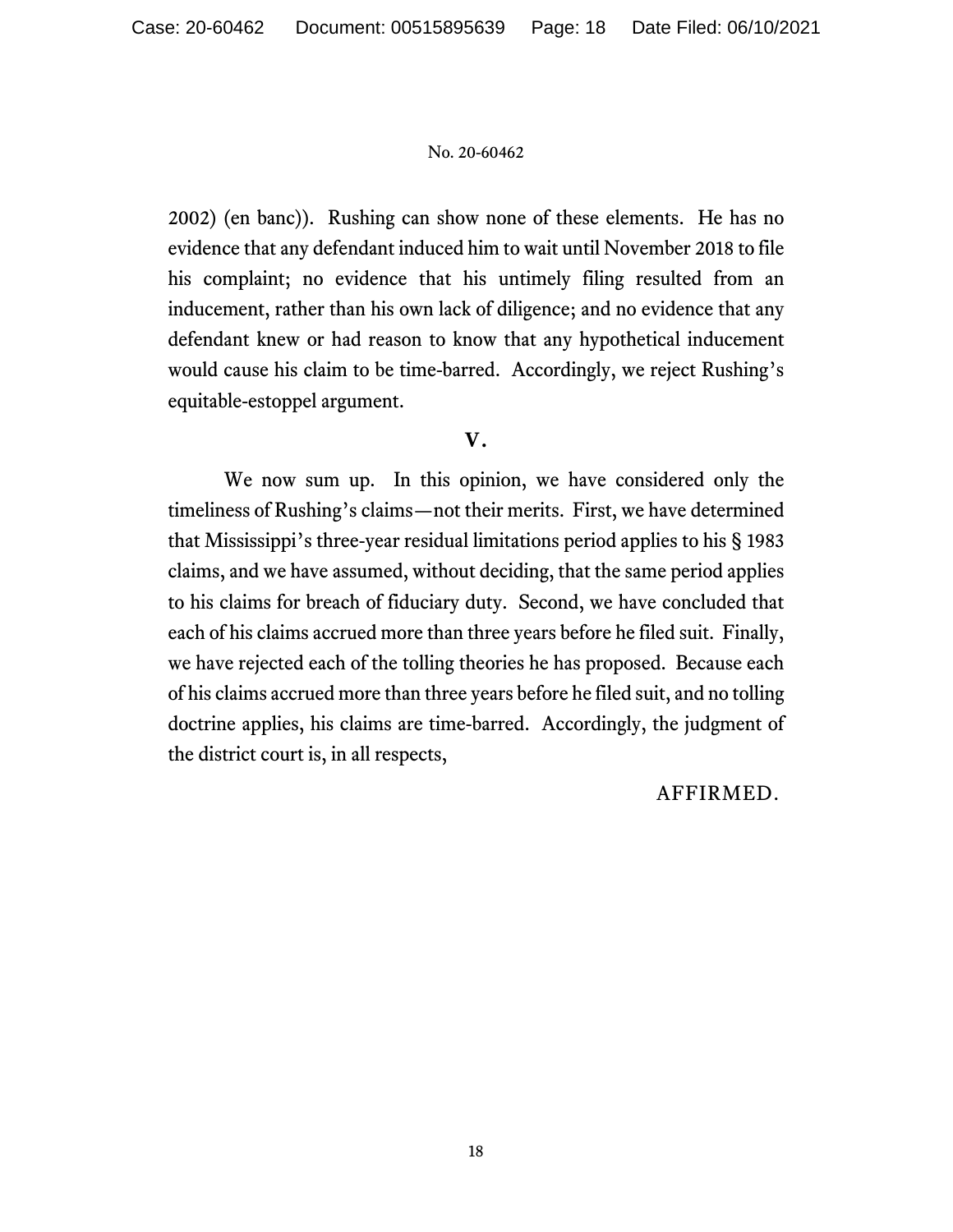2002) (en banc)). Rushing can show none of these elements. He has no evidence that any defendant induced him to wait until November 2018 to file his complaint; no evidence that his untimely filing resulted from an inducement, rather than his own lack of diligence; and no evidence that any defendant knew or had reason to know that any hypothetical inducement would cause his claim to be time-barred. Accordingly, we reject Rushing's equitable-estoppel argument.

## V.

We now sum up. In this opinion, we have considered only the timeliness of Rushing's claims—not their merits. First, we have determined that Mississippi's three-year residual limitations period applies to his § 1983 claims, and we have assumed, without deciding, that the same period applies to his claims for breach of fiduciary duty. Second, we have concluded that each of his claims accrued more than three years before he filed suit. Finally, we have rejected each of the tolling theories he has proposed. Because each of his claims accrued more than three years before he filed suit, and no tolling doctrine applies, his claims are time-barred. Accordingly, the judgment of the district court is, in all respects,

AFFIRMED.